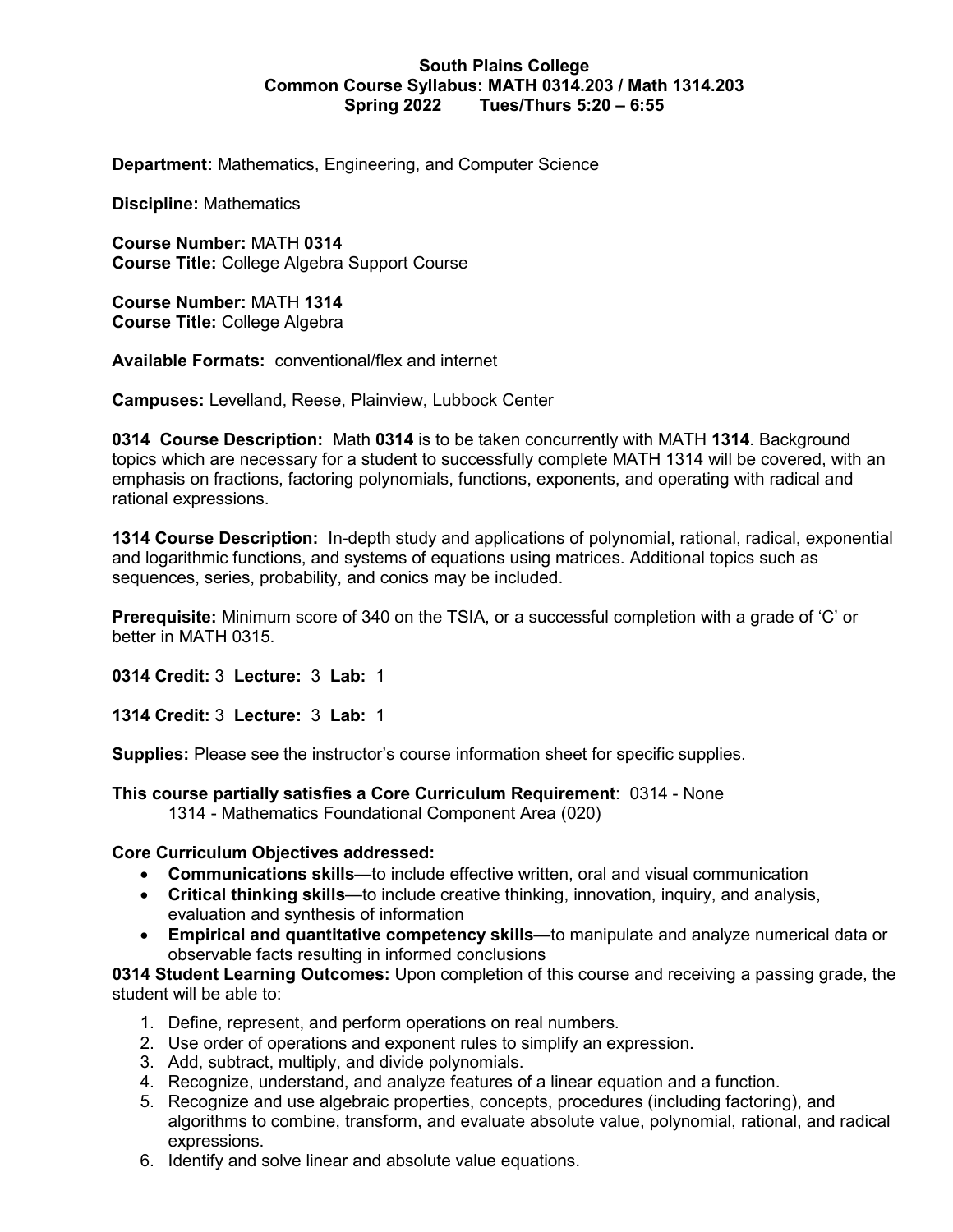**South Plains College**
**Common Course Syllabus: MATH 0314.203 / Math 1314.203**
**Spring 2022 Tues/Thurs 5:20 – 6:55**

**Department:** Mathematics, Engineering, and Computer Science

**Discipline:** Mathematics

**Course Number:** MATH **0314**
**Course Title:** College Algebra Support Course

**Course Number:** MATH **1314**
**Course Title:** College Algebra

**Available Formats:** conventional/flex and internet

**Campuses:** Levelland, Reese, Plainview, Lubbock Center

**0314 Course Description:** Math **0314** is to be taken concurrently with MATH **1314**. Background topics which are necessary for a student to successfully complete MATH 1314 will be covered, with an emphasis on fractions, factoring polynomials, functions, exponents, and operating with radical and rational expressions.

**1314 Course Description:** In-depth study and applications of polynomial, rational, radical, exponential and logarithmic functions, and systems of equations using matrices. Additional topics such as sequences, series, probability, and conics may be included.

**Prerequisite:** Minimum score of 340 on the TSIA, or a successful completion with a grade of 'C' or better in MATH 0315.

**0314 Credit:** 3 **Lecture:** 3 **Lab:** 1

**1314 Credit:** 3 **Lecture:** 3 **Lab:** 1

**Supplies:** Please see the instructor's course information sheet for specific supplies.

**This course partially satisfies a Core Curriculum Requirement**: 0314 - None
1314 - Mathematics Foundational Component Area (020)

**Core Curriculum Objectives addressed:**

- **Communications skills**—to include effective written, oral and visual communication
- **Critical thinking skills**—to include creative thinking, innovation, inquiry, and analysis, evaluation and synthesis of information
- **Empirical and quantitative competency skills**—to manipulate and analyze numerical data or observable facts resulting in informed conclusions

**0314 Student Learning Outcomes:** Upon completion of this course and receiving a passing grade, the student will be able to:

1. Define, represent, and perform operations on real numbers.
2. Use order of operations and exponent rules to simplify an expression.
3. Add, subtract, multiply, and divide polynomials.
4. Recognize, understand, and analyze features of a linear equation and a function.
5. Recognize and use algebraic properties, concepts, procedures (including factoring), and algorithms to combine, transform, and evaluate absolute value, polynomial, rational, and radical expressions.
6. Identify and solve linear and absolute value equations.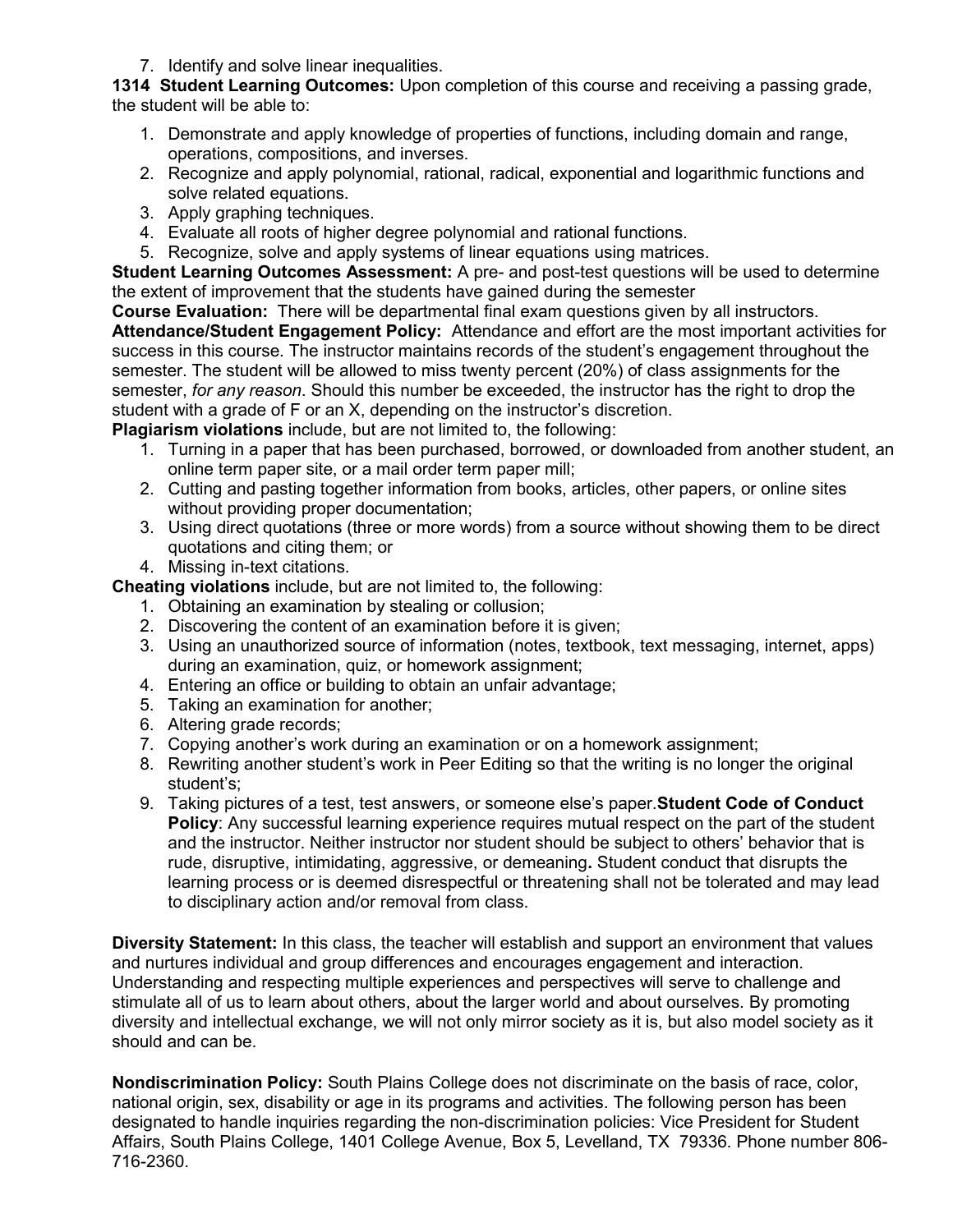7. Identify and solve linear inequalities.

**1314 Student Learning Outcomes:** Upon completion of this course and receiving a passing grade, the student will be able to:

1. Demonstrate and apply knowledge of properties of functions, including domain and range, operations, compositions, and inverses.
2. Recognize and apply polynomial, rational, radical, exponential and logarithmic functions and solve related equations.
3. Apply graphing techniques.
4. Evaluate all roots of higher degree polynomial and rational functions.
5. Recognize, solve and apply systems of linear equations using matrices.

**Student Learning Outcomes Assessment:** A pre- and post-test questions will be used to determine the extent of improvement that the students have gained during the semester

**Course Evaluation:** There will be departmental final exam questions given by all instructors.

**Attendance/Student Engagement Policy:** Attendance and effort are the most important activities for success in this course. The instructor maintains records of the student's engagement throughout the semester. The student will be allowed to miss twenty percent (20%) of class assignments for the semester, *for any reason*. Should this number be exceeded, the instructor has the right to drop the student with a grade of F or an X, depending on the instructor's discretion.

**Plagiarism violations** include, but are not limited to, the following:

1. Turning in a paper that has been purchased, borrowed, or downloaded from another student, an online term paper site, or a mail order term paper mill;
2. Cutting and pasting together information from books, articles, other papers, or online sites without providing proper documentation;
3. Using direct quotations (three or more words) from a source without showing them to be direct quotations and citing them; or
4. Missing in-text citations.

**Cheating violations** include, but are not limited to, the following:

1. Obtaining an examination by stealing or collusion;
2. Discovering the content of an examination before it is given;
3. Using an unauthorized source of information (notes, textbook, text messaging, internet, apps) during an examination, quiz, or homework assignment;
4. Entering an office or building to obtain an unfair advantage;
5. Taking an examination for another;
6. Altering grade records;
7. Copying another's work during an examination or on a homework assignment;
8. Rewriting another student's work in Peer Editing so that the writing is no longer the original student's;
9. Taking pictures of a test, test answers, or someone else's paper.

**Student Code of Conduct Policy**: Any successful learning experience requires mutual respect on the part of the student and the instructor. Neither instructor nor student should be subject to others' behavior that is rude, disruptive, intimidating, aggressive, or demeaning**.** Student conduct that disrupts the learning process or is deemed disrespectful or threatening shall not be tolerated and may lead to disciplinary action and/or removal from class.

**Diversity Statement:** In this class, the teacher will establish and support an environment that values and nurtures individual and group differences and encourages engagement and interaction. Understanding and respecting multiple experiences and perspectives will serve to challenge and stimulate all of us to learn about others, about the larger world and about ourselves. By promoting diversity and intellectual exchange, we will not only mirror society as it is, but also model society as it should and can be.

**Nondiscrimination Policy:** South Plains College does not discriminate on the basis of race, color, national origin, sex, disability or age in its programs and activities. The following person has been designated to handle inquiries regarding the non-discrimination policies: Vice President for Student Affairs, South Plains College, 1401 College Avenue, Box 5, Levelland, TX 79336. Phone number 806-716-2360.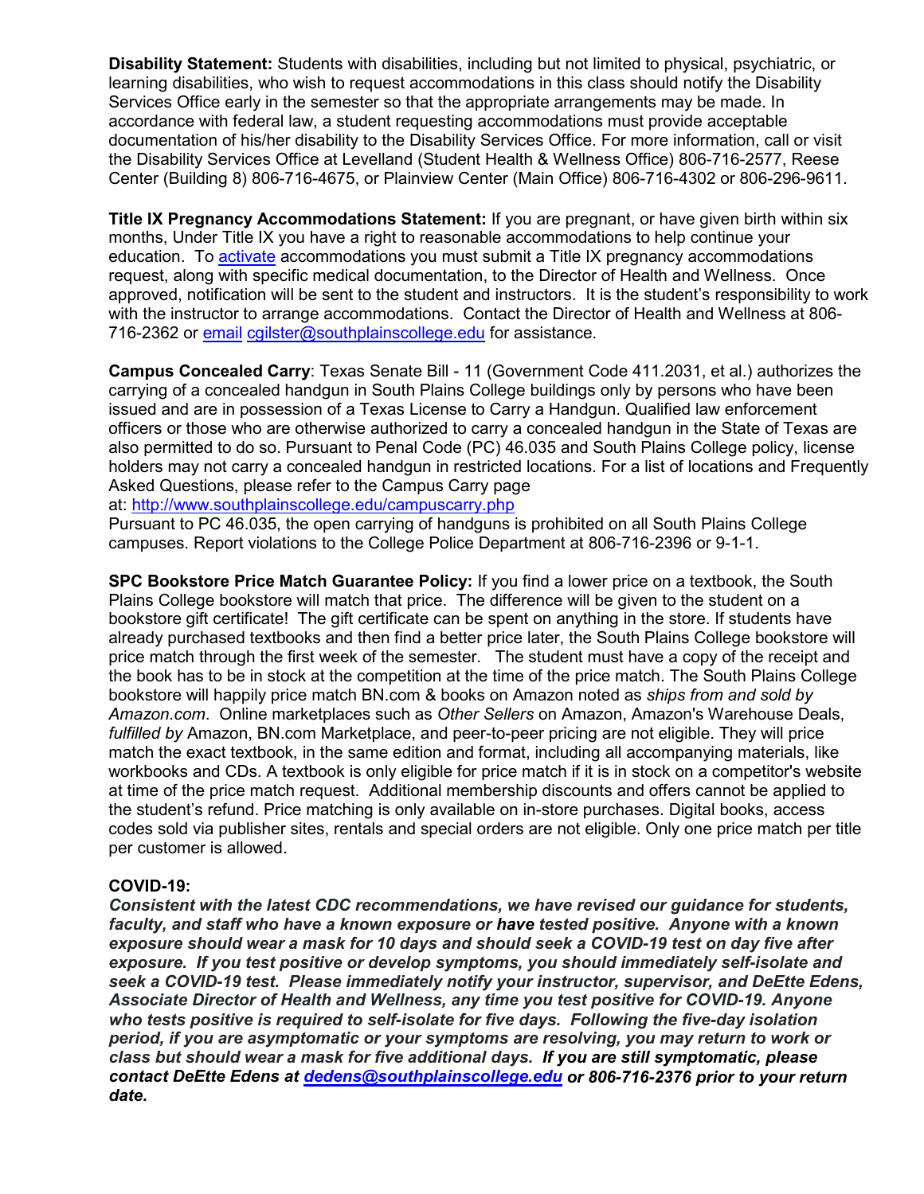**Disability Statement:** Students with disabilities, including but not limited to physical, psychiatric, or learning disabilities, who wish to request accommodations in this class should notify the Disability Services Office early in the semester so that the appropriate arrangements may be made. In accordance with federal law, a student requesting accommodations must provide acceptable documentation of his/her disability to the Disability Services Office. For more information, call or visit the Disability Services Office at Levelland (Student Health & Wellness Office) 806-716-2577, Reese Center (Building 8) 806-716-4675, or Plainview Center (Main Office) 806-716-4302 or 806-296-9611.

**Title IX Pregnancy Accommodations Statement:** If you are pregnant, or have given birth within six months, Under Title IX you have a right to reasonable accommodations to help continue your education. To activate accommodations you must submit a Title IX pregnancy accommodations request, along with specific medical documentation, to the Director of Health and Wellness. Once approved, notification will be sent to the student and instructors. It is the student's responsibility to work with the instructor to arrange accommodations. Contact the Director of Health and Wellness at 806-716-2362 or email cgilster@southplainscollege.edu for assistance.

**Campus Concealed Carry**: Texas Senate Bill - 11 (Government Code 411.2031, et al.) authorizes the carrying of a concealed handgun in South Plains College buildings only by persons who have been issued and are in possession of a Texas License to Carry a Handgun. Qualified law enforcement officers or those who are otherwise authorized to carry a concealed handgun in the State of Texas are also permitted to do so. Pursuant to Penal Code (PC) 46.035 and South Plains College policy, license holders may not carry a concealed handgun in restricted locations. For a list of locations and Frequently Asked Questions, please refer to the Campus Carry page at: http://www.southplainscollege.edu/campuscarry.php

Pursuant to PC 46.035, the open carrying of handguns is prohibited on all South Plains College campuses. Report violations to the College Police Department at 806-716-2396 or 9-1-1.

**SPC Bookstore Price Match Guarantee Policy:** If you find a lower price on a textbook, the South Plains College bookstore will match that price. The difference will be given to the student on a bookstore gift certificate! The gift certificate can be spent on anything in the store. If students have already purchased textbooks and then find a better price later, the South Plains College bookstore will price match through the first week of the semester. The student must have a copy of the receipt and the book has to be in stock at the competition at the time of the price match. The South Plains College bookstore will happily price match BN.com & books on Amazon noted as *ships from and sold by Amazon.com*. Online marketplaces such as *Other Sellers* on Amazon, Amazon's Warehouse Deals, *fulfilled by* Amazon, BN.com Marketplace, and peer-to-peer pricing are not eligible. They will price match the exact textbook, in the same edition and format, including all accompanying materials, like workbooks and CDs. A textbook is only eligible for price match if it is in stock on a competitor's website at time of the price match request. Additional membership discounts and offers cannot be applied to the student's refund. Price matching is only available on in-store purchases. Digital books, access codes sold via publisher sites, rentals and special orders are not eligible. Only one price match per title per customer is allowed.

**COVID-19:**

***Consistent with the latest CDC recommendations, we have revised our guidance for students, faculty, and staff who have a known exposure or have tested positive. Anyone with a known exposure should wear a mask for 10 days and should seek a COVID-19 test on day five after exposure. If you test positive or develop symptoms, you should immediately self-isolate and seek a COVID-19 test. Please immediately notify your instructor, supervisor, and DeEtte Edens, Associate Director of Health and Wellness, any time you test positive for COVID-19. Anyone who tests positive is required to self-isolate for five days. Following the five-day isolation period, if you are asymptomatic or your symptoms are resolving, you may return to work or class but should wear a mask for five additional days. If you are still symptomatic, please contact DeEtte Edens at dedens@southplainscollege.edu or 806-716-2376 prior to your return date.***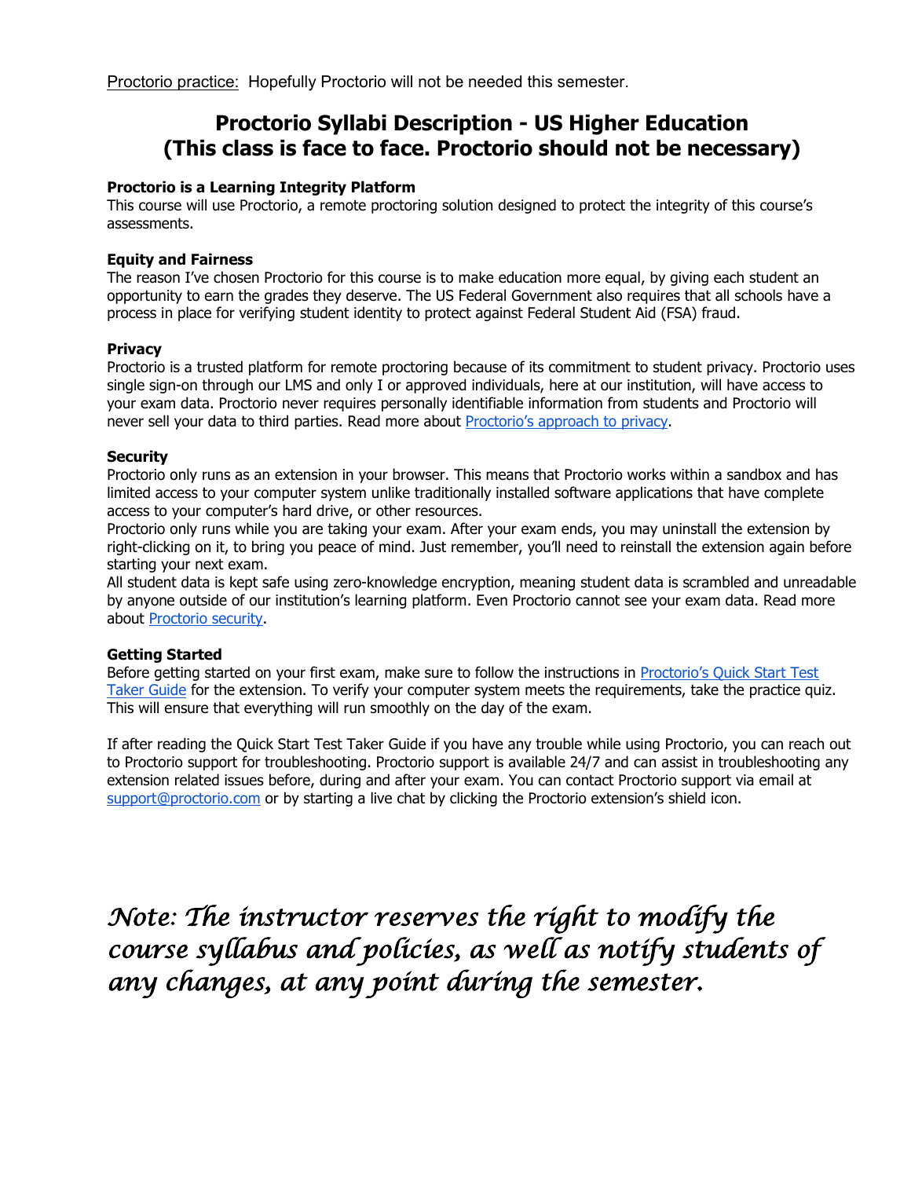<u>Proctorio practice:</u> Hopefully Proctorio will not be needed this semester.

## Proctorio Syllabi Description - US Higher Education (This class is face to face. Proctorio should not be necessary)

**Proctorio is a Learning Integrity Platform**
This course will use Proctorio, a remote proctoring solution designed to protect the integrity of this course's assessments.

**Equity and Fairness**
The reason I've chosen Proctorio for this course is to make education more equal, by giving each student an opportunity to earn the grades they deserve. The US Federal Government also requires that all schools have a process in place for verifying student identity to protect against Federal Student Aid (FSA) fraud.

**Privacy**
Proctorio is a trusted platform for remote proctoring because of its commitment to student privacy. Proctorio uses single sign-on through our LMS and only I or approved individuals, here at our institution, will have access to your exam data. Proctorio never requires personally identifiable information from students and Proctorio will never sell your data to third parties. Read more about Proctorio's approach to privacy.

**Security**
Proctorio only runs as an extension in your browser. This means that Proctorio works within a sandbox and has limited access to your computer system unlike traditionally installed software applications that have complete access to your computer's hard drive, or other resources.
Proctorio only runs while you are taking your exam. After your exam ends, you may uninstall the extension by right-clicking on it, to bring you peace of mind. Just remember, you'll need to reinstall the extension again before starting your next exam.
All student data is kept safe using zero-knowledge encryption, meaning student data is scrambled and unreadable by anyone outside of our institution's learning platform. Even Proctorio cannot see your exam data. Read more about Proctorio security.

**Getting Started**
Before getting started on your first exam, make sure to follow the instructions in Proctorio's Quick Start Test Taker Guide for the extension. To verify your computer system meets the requirements, take the practice quiz. This will ensure that everything will run smoothly on the day of the exam.

If after reading the Quick Start Test Taker Guide if you have any trouble while using Proctorio, you can reach out to Proctorio support for troubleshooting. Proctorio support is available 24/7 and can assist in troubleshooting any extension related issues before, during and after your exam. You can contact Proctorio support via email at support@proctorio.com or by starting a live chat by clicking the Proctorio extension's shield icon.

*Note: The instructor reserves the right to modify the course syllabus and policies, as well as notify students of any changes, at any point during the semester.*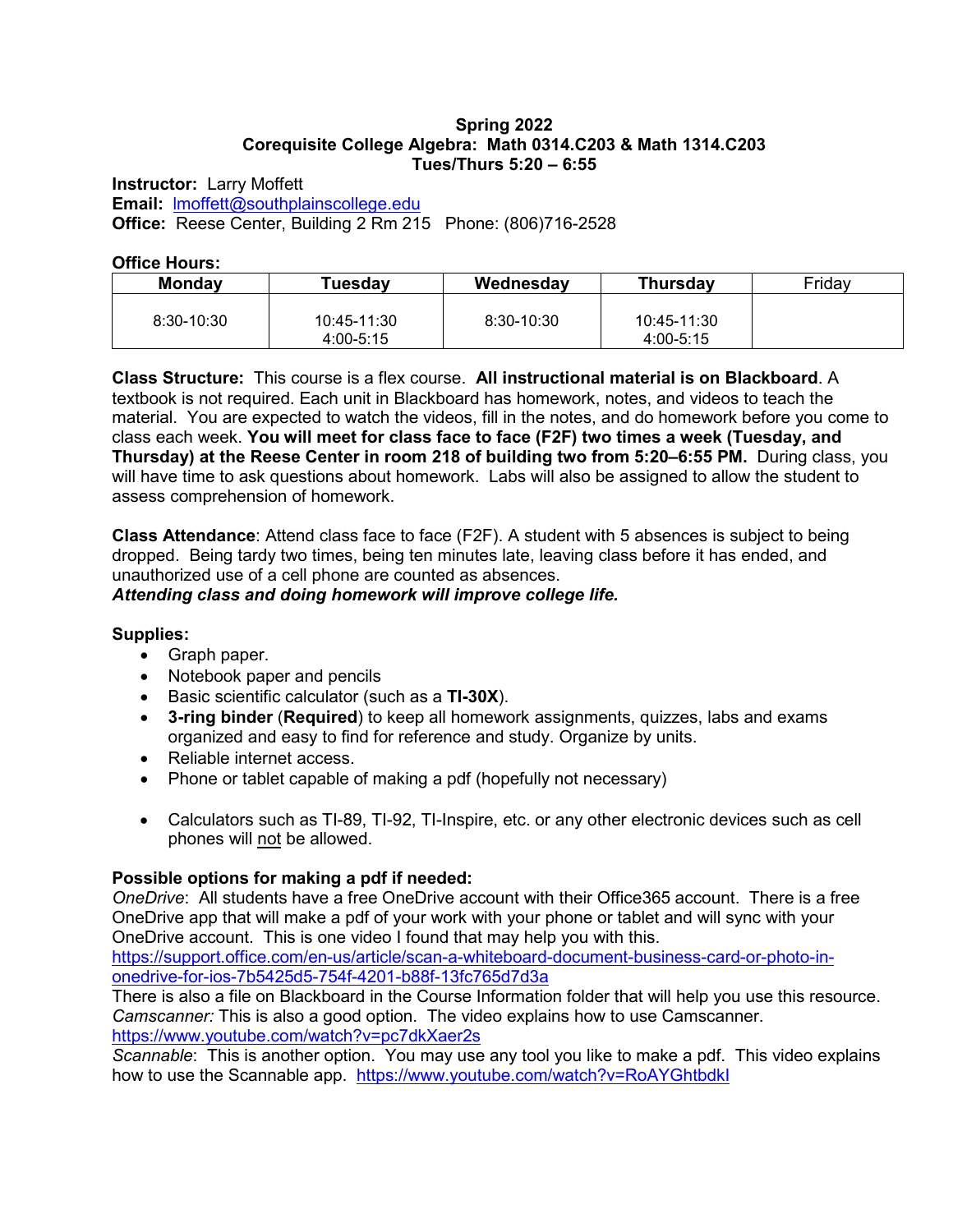**Spring 2022**
**Corequisite College Algebra: Math 0314.C203 & Math 1314.C203**
**Tues/Thurs 5:20 – 6:55**

**Instructor:** Larry Moffett
**Email:** lmoffett@southplainscollege.edu
**Office:** Reese Center, Building 2 Rm 215 Phone: (806)716-2528

**Office Hours:**

| Monday | Tuesday | Wednesday | Thursday | Friday |
|---|---|---|---|---|
| 8:30-10:30 | 10:45-11:30<br>4:00-5:15 | 8:30-10:30 | 10:45-11:30<br>4:00-5:15 | |

**Class Structure:** This course is a flex course. **All instructional material is on Blackboard**. A textbook is not required. Each unit in Blackboard has homework, notes, and videos to teach the material. You are expected to watch the videos, fill in the notes, and do homework before you come to class each week. **You will meet for class face to face (F2F) two times a week (Tuesday, and Thursday) at the Reese Center in room 218 of building two from 5:20–6:55 PM.** During class, you will have time to ask questions about homework. Labs will also be assigned to allow the student to assess comprehension of homework.

**Class Attendance**: Attend class face to face (F2F). A student with 5 absences is subject to being dropped. Being tardy two times, being ten minutes late, leaving class before it has ended, and unauthorized use of a cell phone are counted as absences.
***Attending class and doing homework will improve college life.***

**Supplies:**

- Graph paper.
- Notebook paper and pencils
- Basic scientific calculator (such as a **TI-30X**).
- **3-ring binder** (**Required**) to keep all homework assignments, quizzes, labs and exams organized and easy to find for reference and study. Organize by units.
- Reliable internet access.
- Phone or tablet capable of making a pdf (hopefully not necessary)
- Calculators such as TI-89, TI-92, TI-Inspire, etc. or any other electronic devices such as cell phones will not be allowed.

**Possible options for making a pdf if needed:**
*OneDrive*: All students have a free OneDrive account with their Office365 account. There is a free OneDrive app that will make a pdf of your work with your phone or tablet and will sync with your OneDrive account. This is one video I found that may help you with this.
https://support.office.com/en-us/article/scan-a-whiteboard-document-business-card-or-photo-in-onedrive-for-ios-7b5425d5-754f-4201-b88f-13fc765d7d3a
There is also a file on Blackboard in the Course Information folder that will help you use this resource.
*Camscanner:* This is also a good option. The video explains how to use Camscanner.
https://www.youtube.com/watch?v=pc7dkXaer2s
*Scannable*: This is another option. You may use any tool you like to make a pdf. This video explains how to use the Scannable app. https://www.youtube.com/watch?v=RoAYGhtbdkI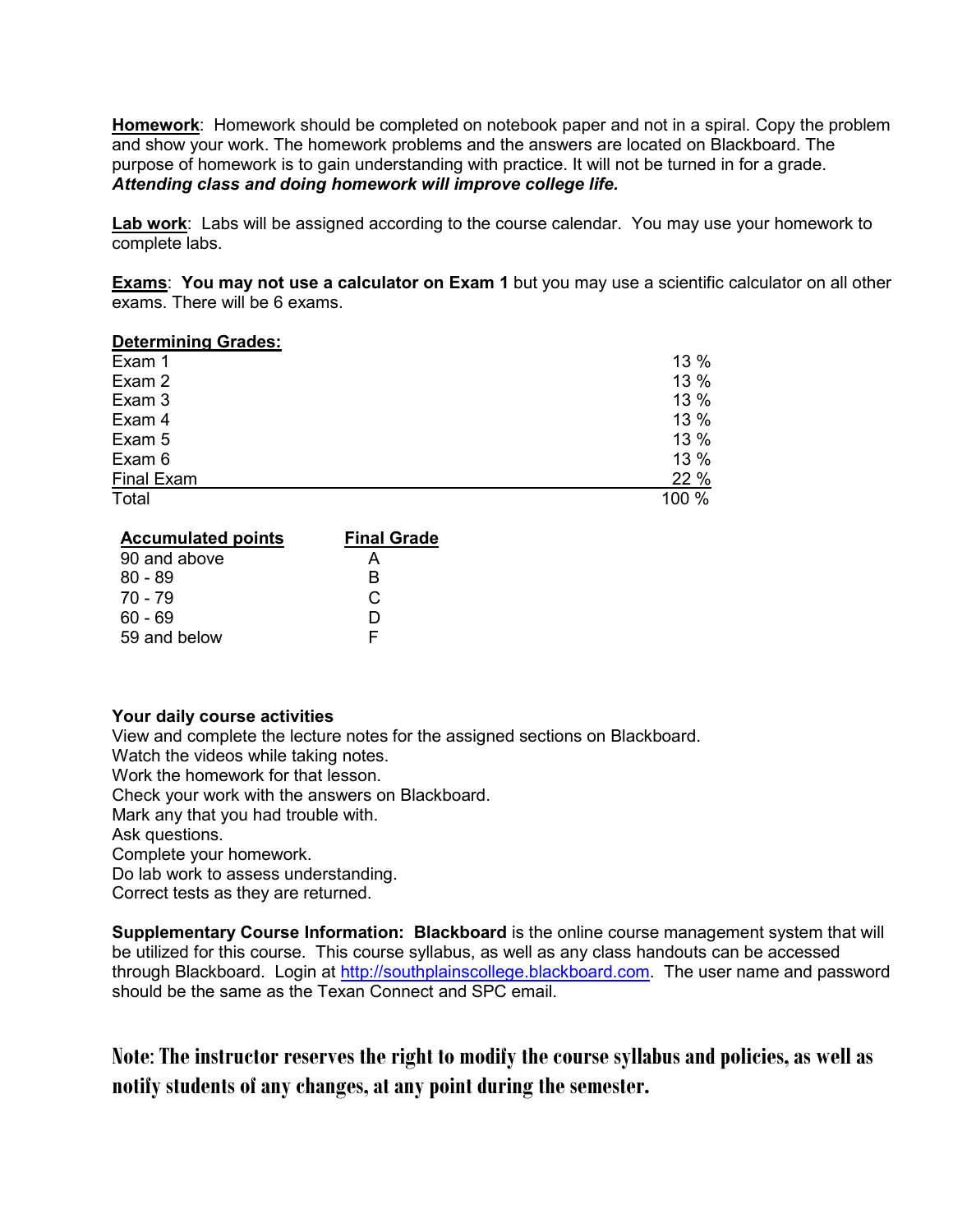**Homework**: Homework should be completed on notebook paper and not in a spiral. Copy the problem and show your work. The homework problems and the answers are located on Blackboard. The purpose of homework is to gain understanding with practice. It will not be turned in for a grade. ***Attending class and doing homework will improve college life.***

**Lab work**: Labs will be assigned according to the course calendar. You may use your homework to complete labs.

**Exams**: **You may not use a calculator on Exam 1** but you may use a scientific calculator on all other exams. There will be 6 exams.

**Determining Grades:**

| | |
|---|---|
| Exam 1 | 13 % |
| Exam 2 | 13 % |
| Exam 3 | 13 % |
| Exam 4 | 13 % |
| Exam 5 | 13 % |
| Exam 6 | 13 % |
| Final Exam | 22 % |
| Total | 100 % |

| Accumulated points | Final Grade |
|---|---|
| 90 and above | A |
| 80 - 89 | B |
| 70 - 79 | C |
| 60 - 69 | D |
| 59 and below | F |

**Your daily course activities**

View and complete the lecture notes for the assigned sections on Blackboard.
Watch the videos while taking notes.
Work the homework for that lesson.
Check your work with the answers on Blackboard.
Mark any that you had trouble with.
Ask questions.
Complete your homework.
Do lab work to assess understanding.
Correct tests as they are returned.

**Supplementary Course Information: Blackboard** is the online course management system that will be utilized for this course. This course syllabus, as well as any class handouts can be accessed through Blackboard. Login at http://southplainscollege.blackboard.com. The user name and password should be the same as the Texan Connect and SPC email.

**Note: The instructor reserves the right to modify the course syllabus and policies, as well as notify students of any changes, at any point during the semester.**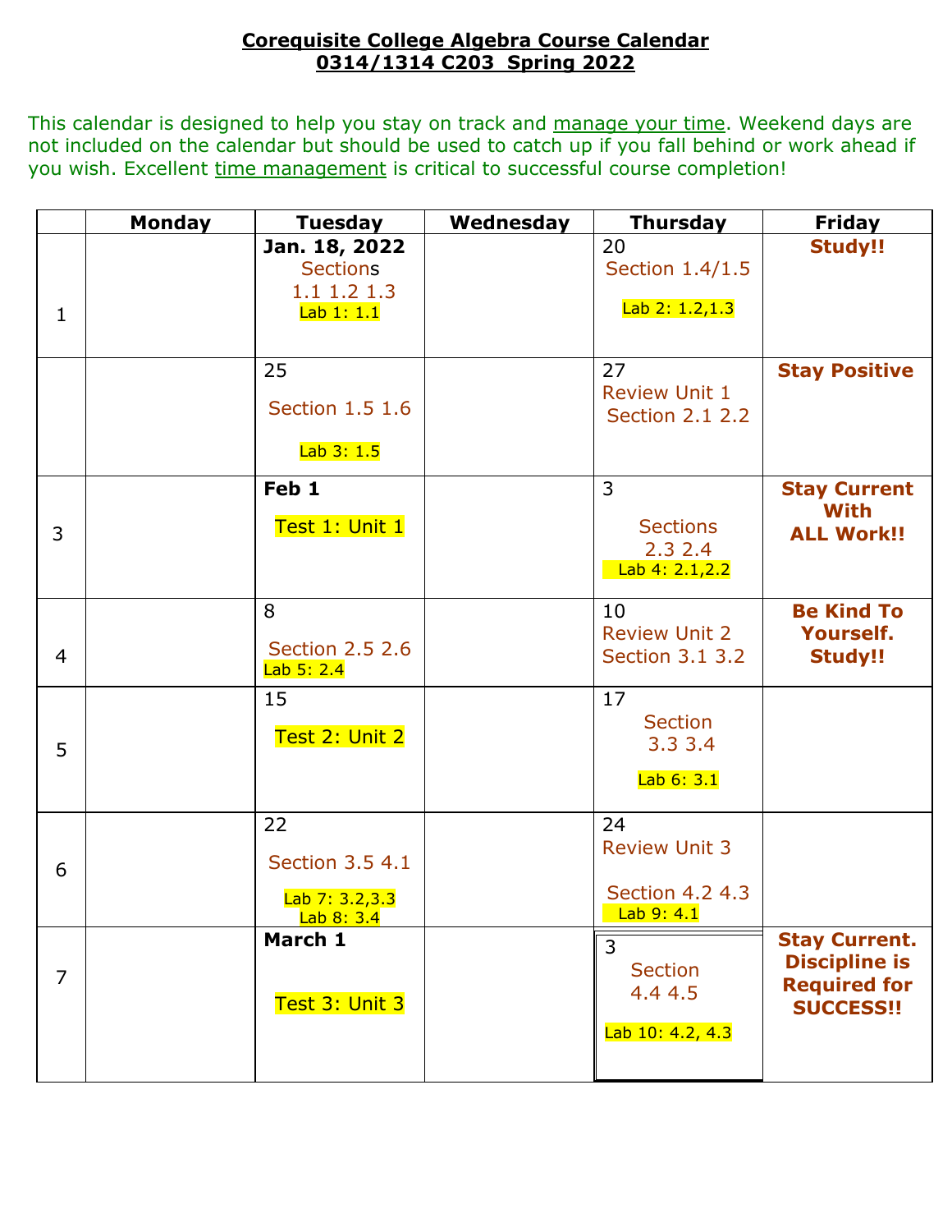**Corequisite College Algebra Course Calendar**
**0314/1314 C203 Spring 2022**

This calendar is designed to help you stay on track and manage your time. Weekend days are not included on the calendar but should be used to catch up if you fall behind or work ahead if you wish. Excellent time management is critical to successful course completion!

| | Monday | Tuesday | Wednesday | Thursday | Friday |
|---|---|---|---|---|---|
| 1 | | **Jan. 18, 2022** Sections 1.1 1.2 1.3 Lab 1: 1.1 | | 20 Section 1.4/1.5 Lab 2: 1.2,1.3 | **Study!!** |
| | | 25 Section 1.5 1.6 Lab 3: 1.5 | | 27 Review Unit 1 Section 2.1 2.2 | **Stay Positive** |
| 3 | | **Feb 1** Test 1: Unit 1 | | 3 Sections 2.3 2.4 Lab 4: 2.1,2.2 | **Stay Current With ALL Work!!** |
| 4 | | 8 Section 2.5 2.6 Lab 5: 2.4 | | 10 Review Unit 2 Section 3.1 3.2 | **Be Kind To Yourself. Study!!** |
| 5 | | 15 Test 2: Unit 2 | | 17 Section 3.3 3.4 Lab 6: 3.1 | |
| 6 | | 22 Section 3.5 4.1 Lab 7: 3.2,3.3 Lab 8: 3.4 | | 24 Review Unit 3 Section 4.2 4.3 Lab 9: 4.1 | |
| 7 | | **March 1** Test 3: Unit 3 | | 3 Section 4.4 4.5 Lab 10: 4.2, 4.3 | **Stay Current. Discipline is Required for SUCCESS!!** |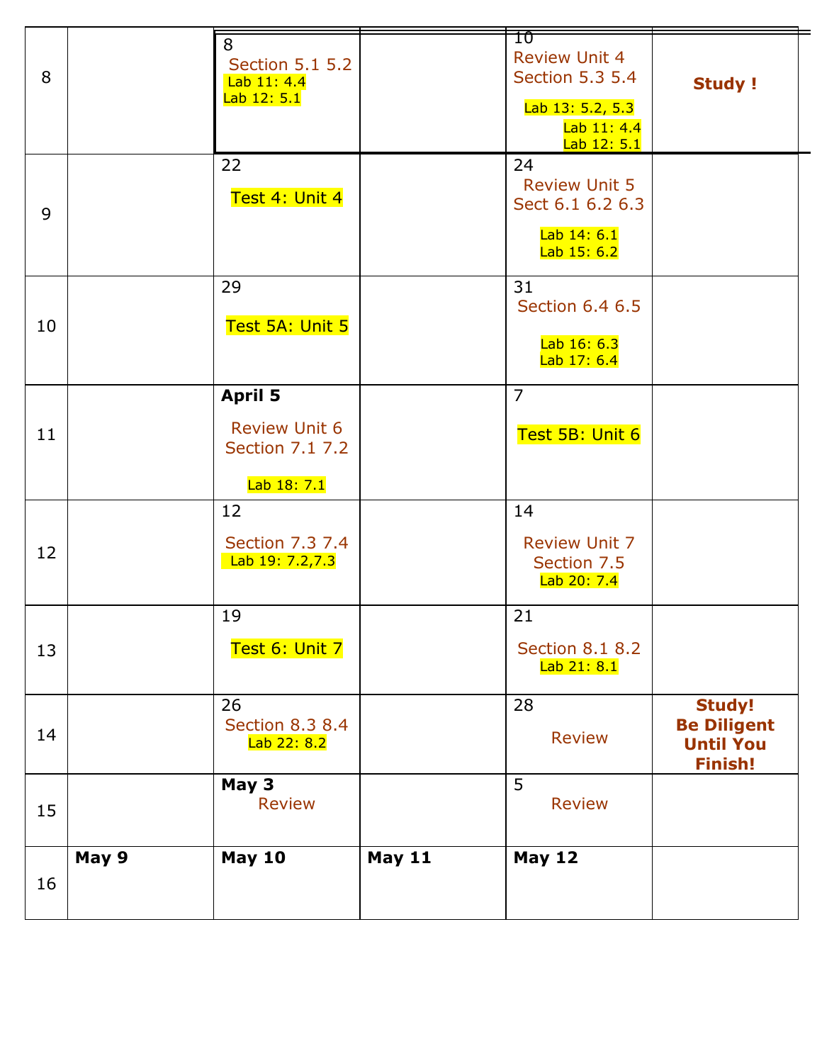| | | | | | |
|---|---|---|---|---|---|
| 8 | | 8<br>Section 5.1 5.2<br>Lab 11: 4.4<br>Lab 12: 5.1 | | 10<br>Review Unit 4<br>Section 5.3 5.4<br>Lab 13: 5.2, 5.3<br>Lab 11: 4.4<br>Lab 12: 5.1 | **Study !** |
| 9 | | 22<br>Test 4: Unit 4 | | 24<br>Review Unit 5<br>Sect 6.1 6.2 6.3<br>Lab 14: 6.1<br>Lab 15: 6.2 | |
| 10 | | 29<br>Test 5A: Unit 5 | | 31<br>Section 6.4 6.5<br>Lab 16: 6.3<br>Lab 17: 6.4 | |
| 11 | | **April 5**<br>Review Unit 6<br>Section 7.1 7.2<br>Lab 18: 7.1 | | 7<br>Test 5B: Unit 6 | |
| 12 | | 12<br>Section 7.3 7.4<br>Lab 19: 7.2,7.3 | | 14<br>Review Unit 7<br>Section 7.5<br>Lab 20: 7.4 | |
| 13 | | 19<br>Test 6: Unit 7 | | 21<br>Section 8.1 8.2<br>Lab 21: 8.1 | |
| 14 | | 26<br>Section 8.3 8.4<br>Lab 22: 8.2 | | 28<br>Review | **Study!<br>Be Diligent<br>Until You<br>Finish!** |
| 15 | | **May 3**<br>Review | | 5<br>Review | |
| 16 | **May 9** | **May 10** | **May 11** | **May 12** | |